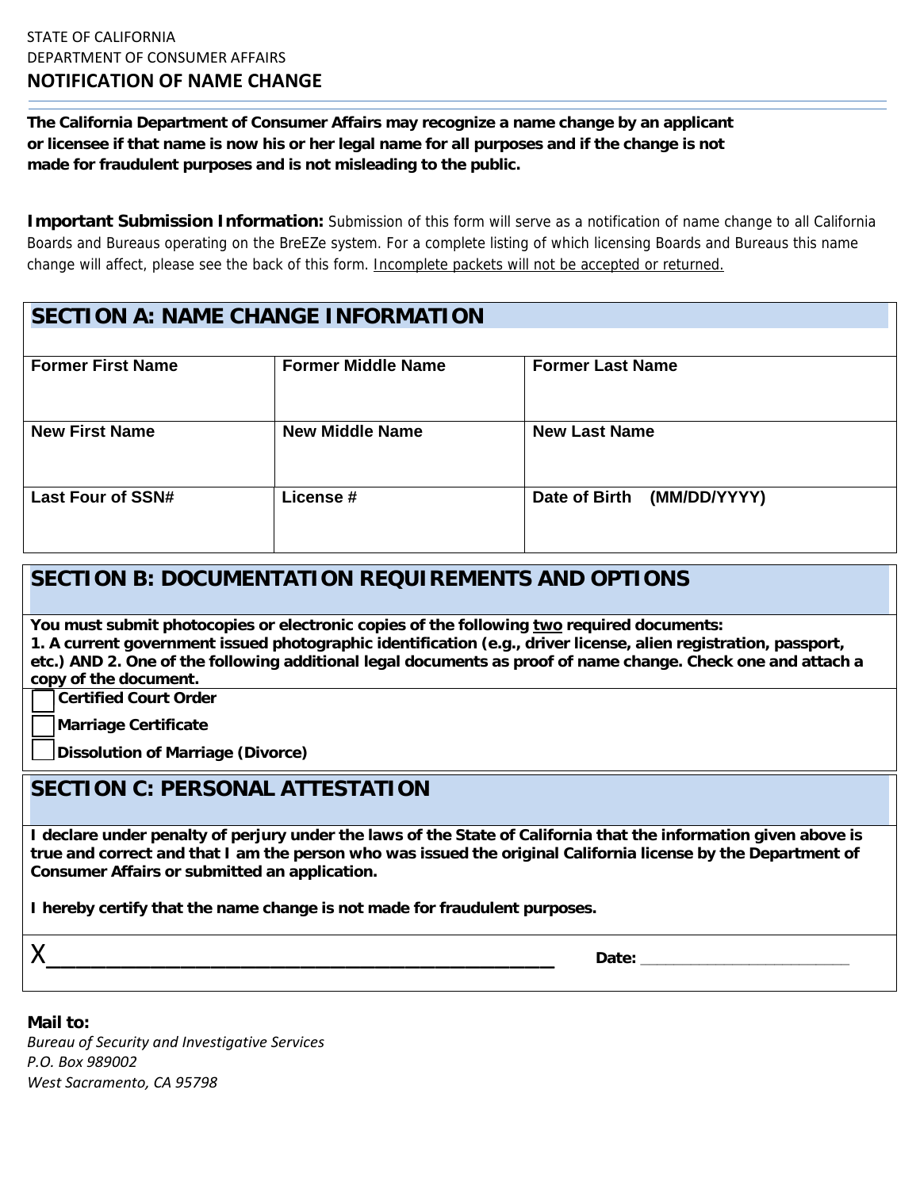STATE OF CALIFORNIA
DEPARTMENT OF CONSUMER AFFAIRS

# NOTIFICATION OF NAME CHANGE

**The California Department of Consumer Affairs may recognize a name change by an applicant or licensee if that name is now his or her legal name for all purposes and if the change is not made for fraudulent purposes and is not misleading to the public.**

**Important Submission Information:** Submission of this form will serve as a notification of name change to all California Boards and Bureaus operating on the BreEZe system. For a complete listing of which licensing Boards and Bureaus this name change will affect, please see the back of this form. Incomplete packets will not be accepted or returned.

## SECTION A: NAME CHANGE INFORMATION

| Former First Name | Former Middle Name | Former Last Name |
|---|---|---|
| | | |
| **New First Name** | **New Middle Name** | **New Last Name** |
| | | |
| **Last Four of SSN#** | **License #** | **Date of Birth (MM/DD/YYYY)** |
| | | |

## SECTION B: DOCUMENTATION REQUIREMENTS AND OPTIONS

**You must submit photocopies or electronic copies of the following two required documents:**
**1. A current government issued photographic identification (e.g., driver license, alien registration, passport, etc.) AND 2. One of the following additional legal documents as proof of name change. Check one and attach a copy of the document.**

- [ ] **Certified Court Order**
- [ ] **Marriage Certificate**
- [ ] **Dissolution of Marriage (Divorce)**

## SECTION C: PERSONAL ATTESTATION

**I declare under penalty of perjury under the laws of the State of California that the information given above is true and correct and that I am the person who was issued the original California license by the Department of Consumer Affairs or submitted an application.**

**I hereby certify that the name change is not made for fraudulent purposes.**

X_______________________________________________ **Date:** ________________________

**Mail to:**
*Bureau of Security and Investigative Services*
*P.O. Box 989002*
*West Sacramento, CA 95798*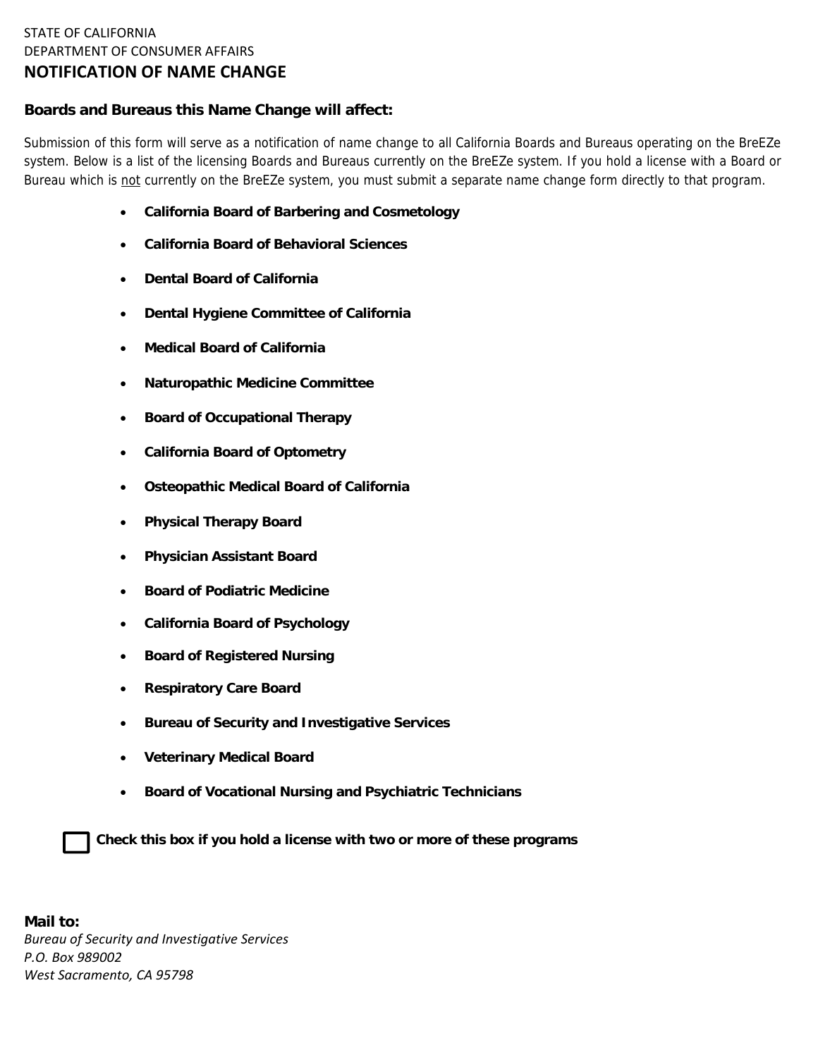STATE OF CALIFORNIA
DEPARTMENT OF CONSUMER AFFAIRS

# NOTIFICATION OF NAME CHANGE

## Boards and Bureaus this Name Change will affect:

Submission of this form will serve as a notification of name change to all California Boards and Bureaus operating on the BreEZe system. Below is a list of the licensing Boards and Bureaus currently on the BreEZe system. If you hold a license with a Board or Bureau which is not currently on the BreEZe system, you must submit a separate name change form directly to that program.

- **California Board of Barbering and Cosmetology**
- **California Board of Behavioral Sciences**
- **Dental Board of California**
- **Dental Hygiene Committee of California**
- **Medical Board of California**
- **Naturopathic Medicine Committee**
- **Board of Occupational Therapy**
- **California Board of Optometry**
- **Osteopathic Medical Board of California**
- **Physical Therapy Board**
- **Physician Assistant Board**
- **Board of Podiatric Medicine**
- **California Board of Psychology**
- **Board of Registered Nursing**
- **Respiratory Care Board**
- **Bureau of Security and Investigative Services**
- **Veterinary Medical Board**
- **Board of Vocational Nursing and Psychiatric Technicians**

☐ **Check this box if you hold a license with two or more of these programs**

**Mail to:**
*Bureau of Security and Investigative Services*
*P.O. Box 989002*
*West Sacramento, CA 95798*